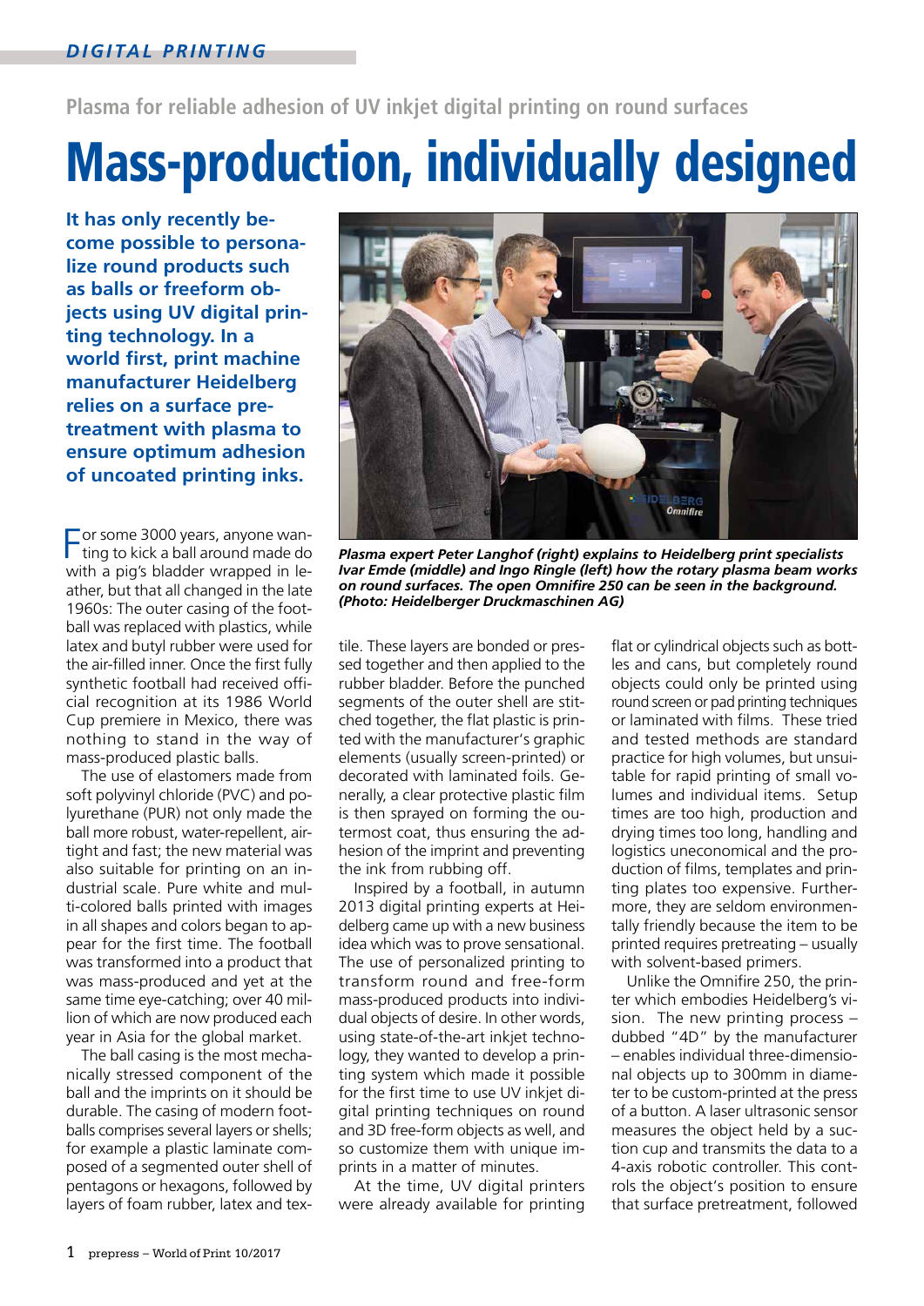DIGITAL PRINTING

Plasma for reliable adhesion of UV inkjet digital printing on round surfaces

# Mass-production, individually designed

**It has only recently become possible to personalize round products such as balls or freeform objects using UV digital printing technology. In a world first, print machine manufacturer Heidelberg relies on a surface pretreatment with plasma to ensure optimum adhesion of uncoated printing inks.**

*Plasma expert Peter Langhof (right) explains to Heidelberg print specialists Ivar Emde (middle) and Ingo Ringle (left) how the rotary plasma beam works on round surfaces. The open Omnifire 250 can be seen in the background. (Photo: Heidelberger Druckmaschinen AG)*

For some 3000 years, anyone wanting to kick a ball around made do with a pig's bladder wrapped in leather, but that all changed in the late 1960s: The outer casing of the football was replaced with plastics, while latex and butyl rubber were used for the air-filled inner. Once the first fully synthetic football had received official recognition at its 1986 World Cup premiere in Mexico, there was nothing to stand in the way of mass-produced plastic balls.

The use of elastomers made from soft polyvinyl chloride (PVC) and polyurethane (PUR) not only made the ball more robust, water-repellent, airtight and fast; the new material was also suitable for printing on an industrial scale. Pure white and multi-colored balls printed with images in all shapes and colors began to appear for the first time. The football was transformed into a product that was mass-produced and yet at the same time eye-catching; over 40 million of which are now produced each year in Asia for the global market.

The ball casing is the most mechanically stressed component of the ball and the imprints on it should be durable. The casing of modern footballs comprises several layers or shells; for example a plastic laminate composed of a segmented outer shell of pentagons or hexagons, followed by layers of foam rubber, latex and textile. These layers are bonded or pressed together and then applied to the rubber bladder. Before the punched segments of the outer shell are stitched together, the flat plastic is printed with the manufacturer's graphic elements (usually screen-printed) or decorated with laminated foils. Generally, a clear protective plastic film is then sprayed on forming the outermost coat, thus ensuring the adhesion of the imprint and preventing the ink from rubbing off.

Inspired by a football, in autumn 2013 digital printing experts at Heidelberg came up with a new business idea which was to prove sensational. The use of personalized printing to transform round and free-form mass-produced products into individual objects of desire. In other words, using state-of-the-art inkjet technology, they wanted to develop a printing system which made it possible for the first time to use UV inkjet digital printing techniques on round and 3D free-form objects as well, and so customize them with unique imprints in a matter of minutes.

At the time, UV digital printers were already available for printing flat or cylindrical objects such as bottles and cans, but completely round objects could only be printed using round screen or pad printing techniques or laminated with films. These tried and tested methods are standard practice for high volumes, but unsuitable for rapid printing of small volumes and individual items. Setup times are too high, production and drying times too long, handling and logistics uneconomical and the production of films, templates and printing plates too expensive. Furthermore, they are seldom environmentally friendly because the item to be printed requires pretreating – usually with solvent-based primers.

Unlike the Omnifire 250, the printer which embodies Heidelberg's vision. The new printing process – dubbed "4D" by the manufacturer – enables individual three-dimensional objects up to 300mm in diameter to be custom-printed at the press of a button. A laser ultrasonic sensor measures the object held by a suction cup and transmits the data to a 4-axis robotic controller. This controls the object's position to ensure that surface pretreatment, followed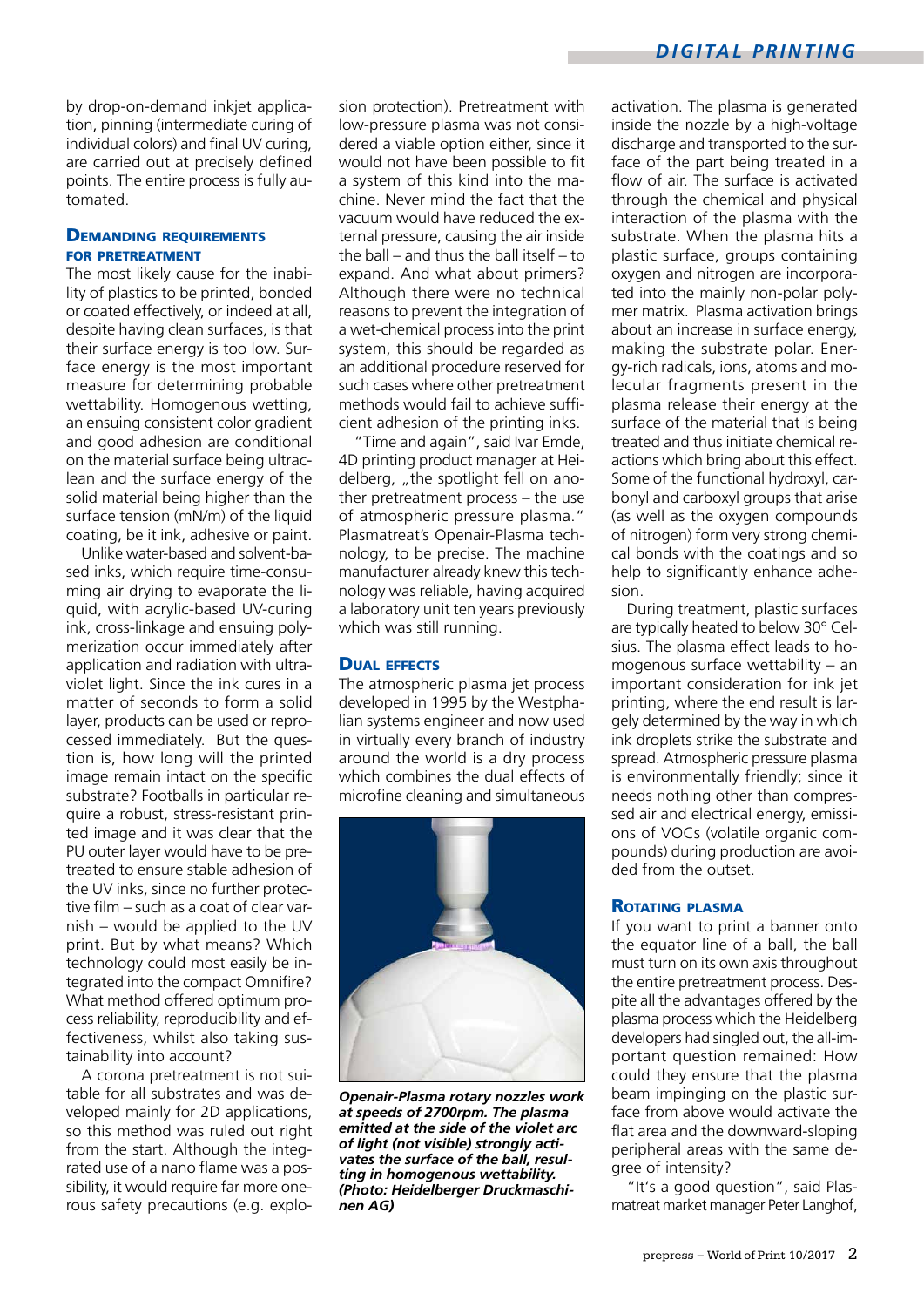by drop-on-demand inkjet application, pinning (intermediate curing of individual colors) and final UV curing, are carried out at precisely defined points. The entire process is fully automated.

## Demanding requirements for pretreatment

The most likely cause for the inability of plastics to be printed, bonded or coated effectively, or indeed at all, despite having clean surfaces, is that their surface energy is too low. Surface energy is the most important measure for determining probable wettability. Homogenous wetting, an ensuing consistent color gradient and good adhesion are conditional on the material surface being ultraclean and the surface energy of the solid material being higher than the surface tension (mN/m) of the liquid coating, be it ink, adhesive or paint.

Unlike water-based and solvent-based inks, which require time-consuming air drying to evaporate the liquid, with acrylic-based UV-curing ink, cross-linkage and ensuing polymerization occur immediately after application and radiation with ultraviolet light. Since the ink cures in a matter of seconds to form a solid layer, products can be used or reprocessed immediately. But the question is, how long will the printed image remain intact on the specific substrate? Footballs in particular require a robust, stress-resistant printed image and it was clear that the PU outer layer would have to be pretreated to ensure stable adhesion of the UV inks, since no further protective film – such as a coat of clear varnish – would be applied to the UV print. But by what means? Which technology could most easily be integrated into the compact Omnifire? What method offered optimum process reliability, reproducibility and effectiveness, whilst also taking sustainability into account?

A corona pretreatment is not suitable for all substrates and was developed mainly for 2D applications, so this method was ruled out right from the start. Although the integrated use of a nano flame was a possibility, it would require far more onerous safety precautions (e.g. explosion protection). Pretreatment with low-pressure plasma was not considered a viable option either, since it would not have been possible to fit a system of this kind into the machine. Never mind the fact that the vacuum would have reduced the external pressure, causing the air inside the ball – and thus the ball itself – to expand. And what about primers? Although there were no technical reasons to prevent the integration of a wet-chemical process into the print system, this should be regarded as an additional procedure reserved for such cases where other pretreatment methods would fail to achieve sufficient adhesion of the printing inks.

"Time and again", said Ivar Emde, 4D printing product manager at Heidelberg, „the spotlight fell on another pretreatment process – the use of atmospheric pressure plasma." Plasmatreat's Openair-Plasma technology, to be precise. The machine manufacturer already knew this technology was reliable, having acquired a laboratory unit ten years previously which was still running.

## Dual effects

The atmospheric plasma jet process developed in 1995 by the Westphalian systems engineer and now used in virtually every branch of industry around the world is a dry process which combines the dual effects of microfine cleaning and simultaneous activation. The plasma is generated inside the nozzle by a high-voltage discharge and transported to the surface of the part being treated in a flow of air. The surface is activated through the chemical and physical interaction of the plasma with the substrate. When the plasma hits a plastic surface, groups containing oxygen and nitrogen are incorporated into the mainly non-polar polymer matrix. Plasma activation brings about an increase in surface energy, making the substrate polar. Energy-rich radicals, ions, atoms and molecular fragments present in the plasma release their energy at the surface of the material that is being treated and thus initiate chemical reactions which bring about this effect. Some of the functional hydroxyl, carbonyl and carboxyl groups that arise (as well as the oxygen compounds of nitrogen) form very strong chemical bonds with the coatings and so help to significantly enhance adhesion.

*Openair-Plasma rotary nozzles work at speeds of 2700rpm. The plasma emitted at the side of the violet arc of light (not visible) strongly activates the surface of the ball, resulting in homogenous wettability. (Photo: Heidelberger Druckmaschinen AG)*

During treatment, plastic surfaces are typically heated to below 30° Celsius. The plasma effect leads to homogenous surface wettability – an important consideration for ink jet printing, where the end result is largely determined by the way in which ink droplets strike the substrate and spread. Atmospheric pressure plasma is environmentally friendly; since it needs nothing other than compressed air and electrical energy, emissions of VOCs (volatile organic compounds) during production are avoided from the outset.

## Rotating plasma

If you want to print a banner onto the equator line of a ball, the ball must turn on its own axis throughout the entire pretreatment process. Despite all the advantages offered by the plasma process which the Heidelberg developers had singled out, the all-important question remained: How could they ensure that the plasma beam impinging on the plastic surface from above would activate the flat area and the downward-sloping peripheral areas with the same degree of intensity?

"It's a good question", said Plasmatreat market manager Peter Langhof,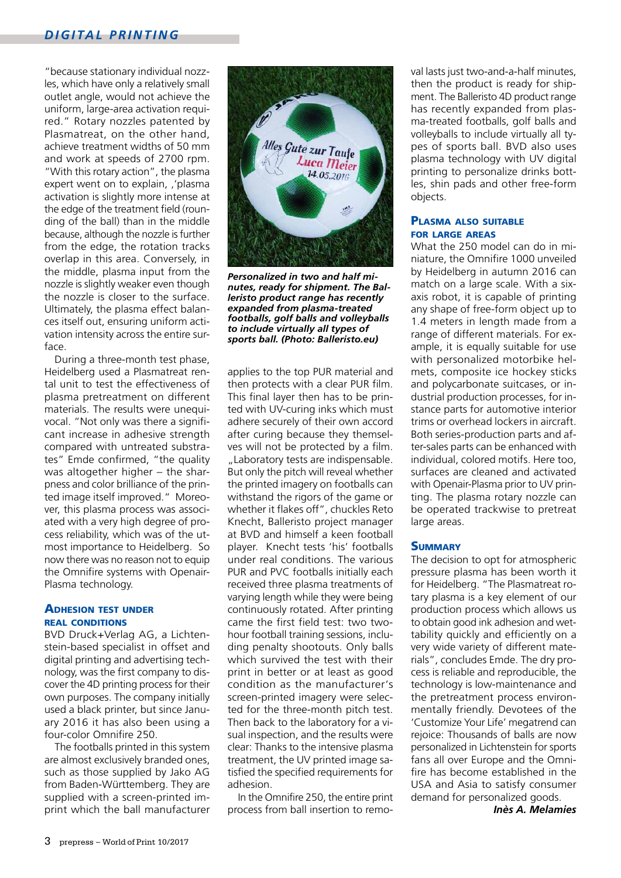"because stationary individual nozzles, which have only a relatively small outlet angle, would not achieve the uniform, large-area activation required." Rotary nozzles patented by Plasmatreat, on the other hand, achieve treatment widths of 50 mm and work at speeds of 2700 rpm. "With this rotary action", the plasma expert went on to explain, ,'plasma activation is slightly more intense at the edge of the treatment field (rounding of the ball) than in the middle because, although the nozzle is further from the edge, the rotation tracks overlap in this area. Conversely, in the middle, plasma input from the nozzle is slightly weaker even though the nozzle is closer to the surface. Ultimately, the plasma effect balances itself out, ensuring uniform activation intensity across the entire surface.

During a three-month test phase, Heidelberg used a Plasmatreat rental unit to test the effectiveness of plasma pretreatment on different materials. The results were unequivocal. "Not only was there a significant increase in adhesive strength compared with untreated substrates" Emde confirmed, "the quality was altogether higher – the sharpness and color brilliance of the printed image itself improved." Moreover, this plasma process was associated with a very high degree of process reliability, which was of the utmost importance to Heidelberg. So now there was no reason not to equip the Omnifire systems with Openair-Plasma technology.

## Adhesion test under real conditions

BVD Druck+Verlag AG, a Lichtenstein-based specialist in offset and digital printing and advertising technology, was the first company to discover the 4D printing process for their own purposes. The company initially used a black printer, but since January 2016 it has also been using a four-color Omnifire 250.

The footballs printed in this system are almost exclusively branded ones, such as those supplied by Jako AG from Baden-Württemberg. They are supplied with a screen-printed imprint which the ball manufacturer applies to the top PUR material and then protects with a clear PUR film. This final layer then has to be printed with UV-curing inks which must adhere securely of their own accord after curing because they themselves will not be protected by a film. „Laboratory tests are indispensable. But only the pitch will reveal whether the printed imagery on footballs can withstand the rigors of the game or whether it flakes off", chuckles Reto Knecht, Balleristo project manager at BVD and himself a keen football player. Knecht tests 'his' footballs under real conditions. The various PUR and PVC footballs initially each received three plasma treatments of varying length while they were being continuously rotated. After printing came the first field test: two two-hour football training sessions, including penalty shootouts. Only balls which survived the test with their print in better or at least as good condition as the manufacturer's screen-printed imagery were selected for the three-month pitch test. Then back to the laboratory for a visual inspection, and the results were clear: Thanks to the intensive plasma treatment, the UV printed image satisfied the specified requirements for adhesion.

In the Omnifire 250, the entire print process from ball insertion to removal lasts just two-and-a-half minutes, then the product is ready for shipment. The Balleristo 4D product range has recently expanded from plasma-treated footballs, golf balls and volleyballs to include virtually all types of sports ball. BVD also uses plasma technology with UV digital printing to personalize drinks bottles, shin pads and other free-form objects.

***Personalized in two and half minutes, ready for shipment. The Balleristo product range has recently expanded from plasma-treated footballs, golf balls and volleyballs to include virtually all types of sports ball. (Photo: Balleristo.eu)***

## Plasma also suitable for large areas

What the 250 model can do in miniature, the Omnifire 1000 unveiled by Heidelberg in autumn 2016 can match on a large scale. With a six-axis robot, it is capable of printing any shape of free-form object up to 1.4 meters in length made from a range of different materials. For example, it is equally suitable for use with personalized motorbike helmets, composite ice hockey sticks and polycarbonate suitcases, or industrial production processes, for instance parts for automotive interior trims or overhead lockers in aircraft. Both series-production parts and after-sales parts can be enhanced with individual, colored motifs. Here too, surfaces are cleaned and activated with Openair-Plasma prior to UV printing. The plasma rotary nozzle can be operated trackwise to pretreat large areas.

## Summary

The decision to opt for atmospheric pressure plasma has been worth it for Heidelberg. "The Plasmatreat rotary plasma is a key element of our production process which allows us to obtain good ink adhesion and wettability quickly and efficiently on a very wide variety of different materials", concludes Emde. The dry process is reliable and reproducible, the technology is low-maintenance and the pretreatment process environmentally friendly. Devotees of the 'Customize Your Life' megatrend can rejoice: Thousands of balls are now personalized in Lichtenstein for sports fans all over Europe and the Omnifire has become established in the USA and Asia to satisfy consumer demand for personalized goods.

***Inès A. Melamies***